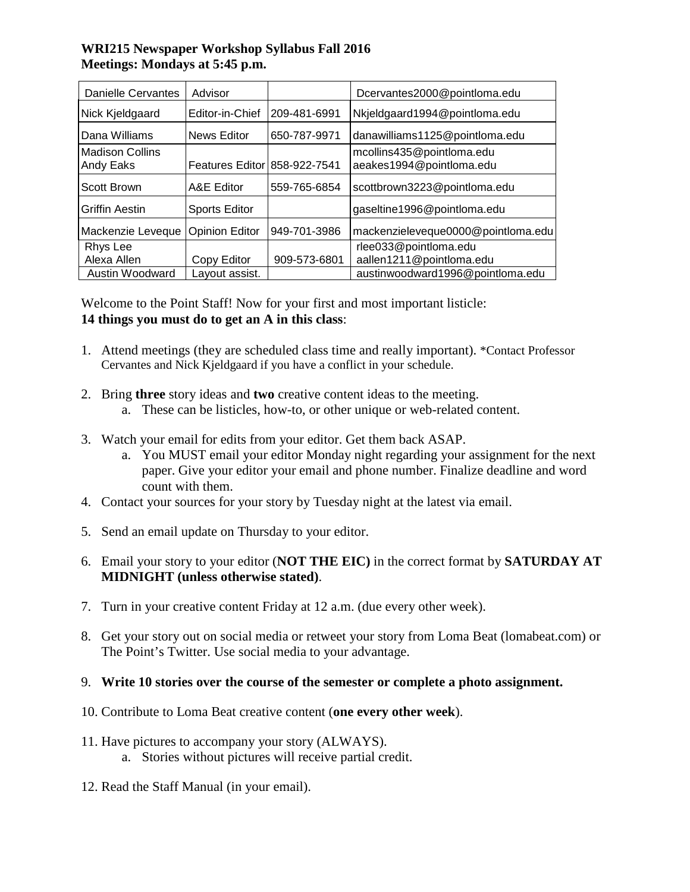**WRI215 Newspaper Workshop Syllabus Fall 2016**
**Meetings: Mondays at 5:45 p.m.**

| | | | |
|---|---|---|---|
| Danielle Cervantes | Advisor | | Dcervantes2000@pointloma.edu |
| Nick Kjeldgaard | Editor-in-Chief | 209-481-6991 | Nkjeldgaard1994@pointloma.edu |
| Dana Williams | News Editor | 650-787-9971 | danawilliams1125@pointloma.edu |
| Madison Collins<br>Andy Eaks | Features Editor | 858-922-7541 | mcollins435@pointloma.edu<br>aeakes1994@pointloma.edu |
| Scott Brown | A&E Editor | 559-765-6854 | scottbrown3223@pointloma.edu |
| Griffin Aestin | Sports Editor | | gaseltine1996@pointloma.edu |
| Mackenzie Leveque | Opinion Editor | 949-701-3986 | mackenzieleveque0000@pointloma.edu |
| Rhys Lee<br>Alexa Allen | Copy Editor | 909-573-6801 | rlee033@pointloma.edu<br>aallen1211@pointloma.edu |
| Austin Woodward | Layout assist. | | austinwoodward1996@pointloma.edu |

Welcome to the Point Staff! Now for your first and most important listicle:
**14 things you must do to get an A in this class**:

1. Attend meetings (they are scheduled class time and really important). *Contact Professor Cervantes and Nick Kjeldgaard if you have a conflict in your schedule.

2. Bring **three** story ideas and **two** creative content ideas to the meeting.
   a. These can be listicles, how-to, or other unique or web-related content.

3. Watch your email for edits from your editor. Get them back ASAP.
   a. You MUST email your editor Monday night regarding your assignment for the next paper. Give your editor your email and phone number. Finalize deadline and word count with them.

4. Contact your sources for your story by Tuesday night at the latest via email.

5. Send an email update on Thursday to your editor.

6. Email your story to your editor (**NOT THE EIC)** in the correct format by **SATURDAY AT MIDNIGHT (unless otherwise stated)**.

7. Turn in your creative content Friday at 12 a.m. (due every other week).

8. Get your story out on social media or retweet your story from Loma Beat (lomabeat.com) or The Point's Twitter. Use social media to your advantage.

9. **Write 10 stories over the course of the semester or complete a photo assignment.**

10. Contribute to Loma Beat creative content (**one every other week**).

11. Have pictures to accompany your story (ALWAYS).
    a. Stories without pictures will receive partial credit.

12. Read the Staff Manual (in your email).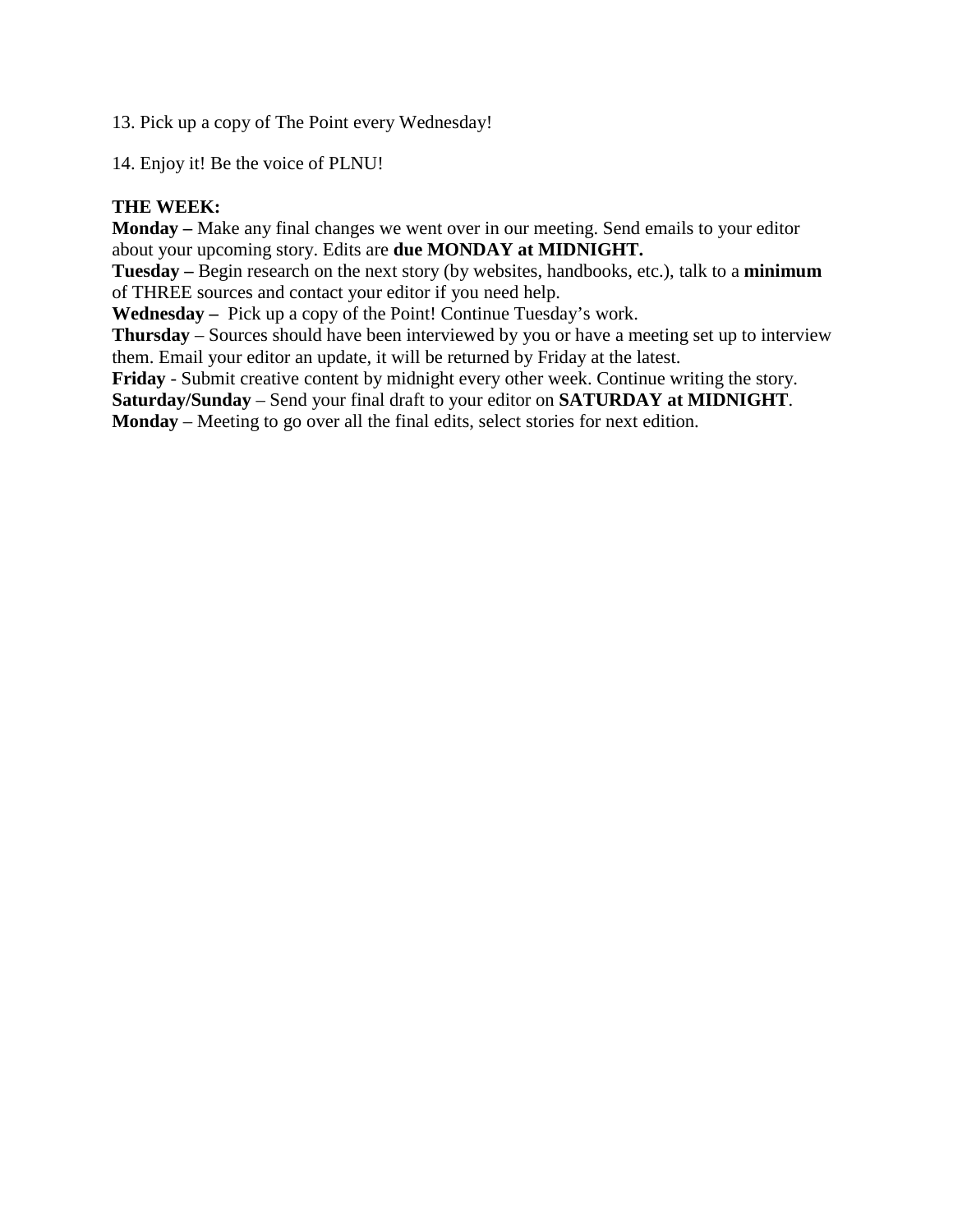13. Pick up a copy of The Point every Wednesday!

14. Enjoy it! Be the voice of PLNU!

**THE WEEK:**

**Monday –** Make any final changes we went over in our meeting. Send emails to your editor about your upcoming story. Edits are **due MONDAY at MIDNIGHT.**

**Tuesday –** Begin research on the next story (by websites, handbooks, etc.), talk to a **minimum** of THREE sources and contact your editor if you need help.

**Wednesday –** Pick up a copy of the Point! Continue Tuesday's work.

**Thursday** – Sources should have been interviewed by you or have a meeting set up to interview them. Email your editor an update, it will be returned by Friday at the latest.

**Friday** - Submit creative content by midnight every other week. Continue writing the story.

**Saturday/Sunday** – Send your final draft to your editor on **SATURDAY at MIDNIGHT**.

**Monday** – Meeting to go over all the final edits, select stories for next edition.